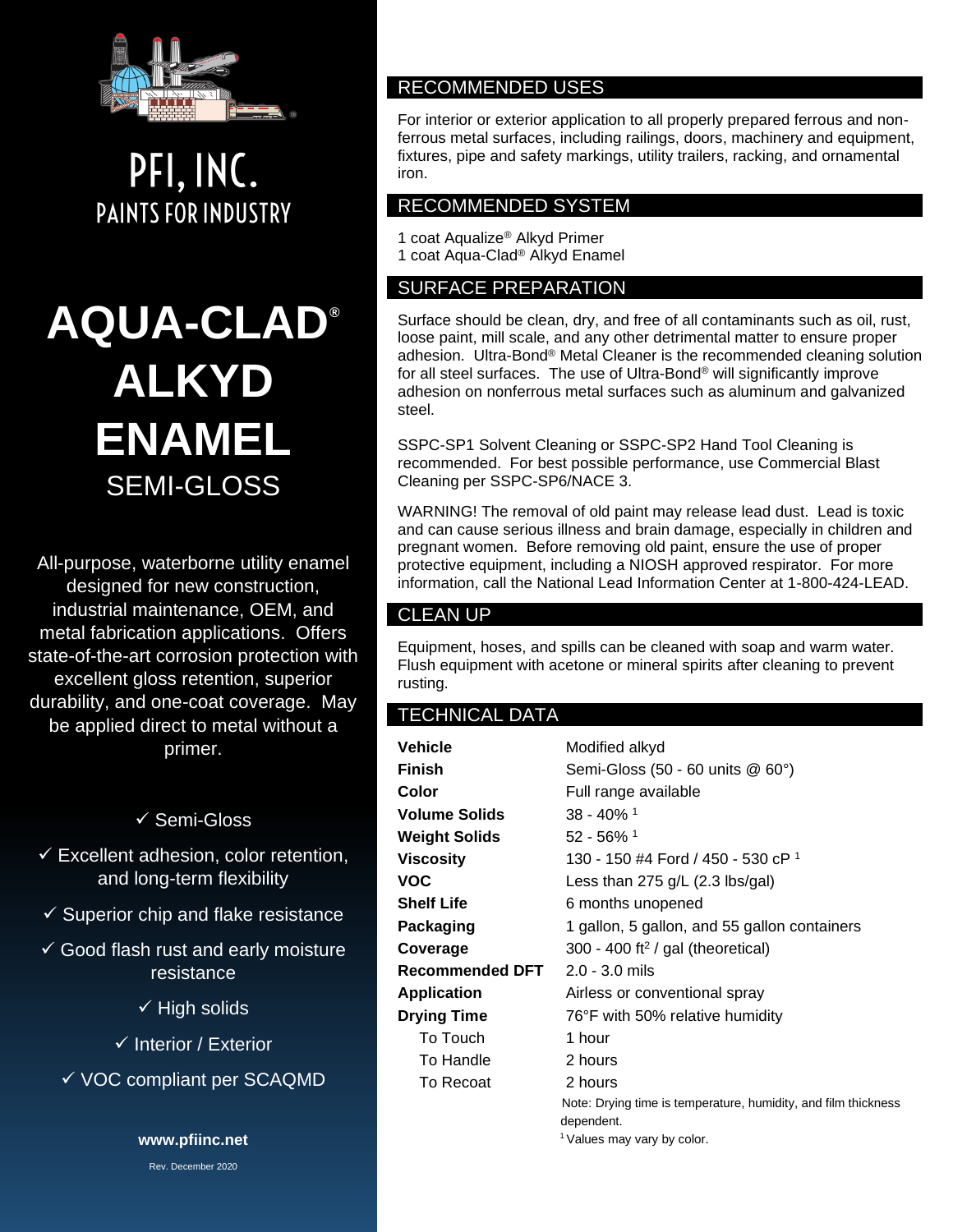# PFI, INC.

## PAINTS FOR INDUSTRY

# AQUA-CLAD® ALKYD ENAMEL

## SEMI-GLOSS

All-purpose, waterborne utility enamel designed for new construction, industrial maintenance, OEM, and metal fabrication applications. Offers state-of-the-art corrosion protection with excellent gloss retention, superior durability, and one-coat coverage. May be applied direct to metal without a primer.

- ✓ Semi-Gloss
- ✓ Excellent adhesion, color retention, and long-term flexibility
- ✓ Superior chip and flake resistance
- ✓ Good flash rust and early moisture resistance
- ✓ High solids
- ✓ Interior / Exterior
- ✓ VOC compliant per SCAQMD

**www.pfiinc.net**

Rev. December 2020

## RECOMMENDED USES

For interior or exterior application to all properly prepared ferrous and non-ferrous metal surfaces, including railings, doors, machinery and equipment, fixtures, pipe and safety markings, utility trailers, racking, and ornamental iron.

## RECOMMENDED SYSTEM

1 coat Aqualize® Alkyd Primer
1 coat Aqua-Clad® Alkyd Enamel

## SURFACE PREPARATION

Surface should be clean, dry, and free of all contaminants such as oil, rust, loose paint, mill scale, and any other detrimental matter to ensure proper adhesion. Ultra-Bond® Metal Cleaner is the recommended cleaning solution for all steel surfaces. The use of Ultra-Bond® will significantly improve adhesion on nonferrous metal surfaces such as aluminum and galvanized steel.

SSPC-SP1 Solvent Cleaning or SSPC-SP2 Hand Tool Cleaning is recommended. For best possible performance, use Commercial Blast Cleaning per SSPC-SP6/NACE 3.

WARNING! The removal of old paint may release lead dust. Lead is toxic and can cause serious illness and brain damage, especially in children and pregnant women. Before removing old paint, ensure the use of proper protective equipment, including a NIOSH approved respirator. For more information, call the National Lead Information Center at 1-800-424-LEAD.

## CLEAN UP

Equipment, hoses, and spills can be cleaned with soap and warm water. Flush equipment with acetone or mineral spirits after cleaning to prevent rusting.

## TECHNICAL DATA

| | |
|---|---|
| **Vehicle** | Modified alkyd |
| **Finish** | Semi-Gloss (50 - 60 units @ 60°) |
| **Color** | Full range available |
| **Volume Solids** | 38 - 40% [1] |
| **Weight Solids** | 52 - 56% [1] |
| **Viscosity** | 130 - 150 #4 Ford / 450 - 530 cP [1] |
| **VOC** | Less than 275 g/L (2.3 lbs/gal) |
| **Shelf Life** | 6 months unopened |
| **Packaging** | 1 gallon, 5 gallon, and 55 gallon containers |
| **Coverage** | 300 - 400 $ft^2$ / gal (theoretical) |
| **Recommended DFT** | 2.0 - 3.0 mils |
| **Application** | Airless or conventional spray |
| **Drying Time** | 76°F with 50% relative humidity |
| To Touch | 1 hour |
| To Handle | 2 hours |
| To Recoat | 2 hours |

Note: Drying time is temperature, humidity, and film thickness dependent.

[1] Values may vary by color.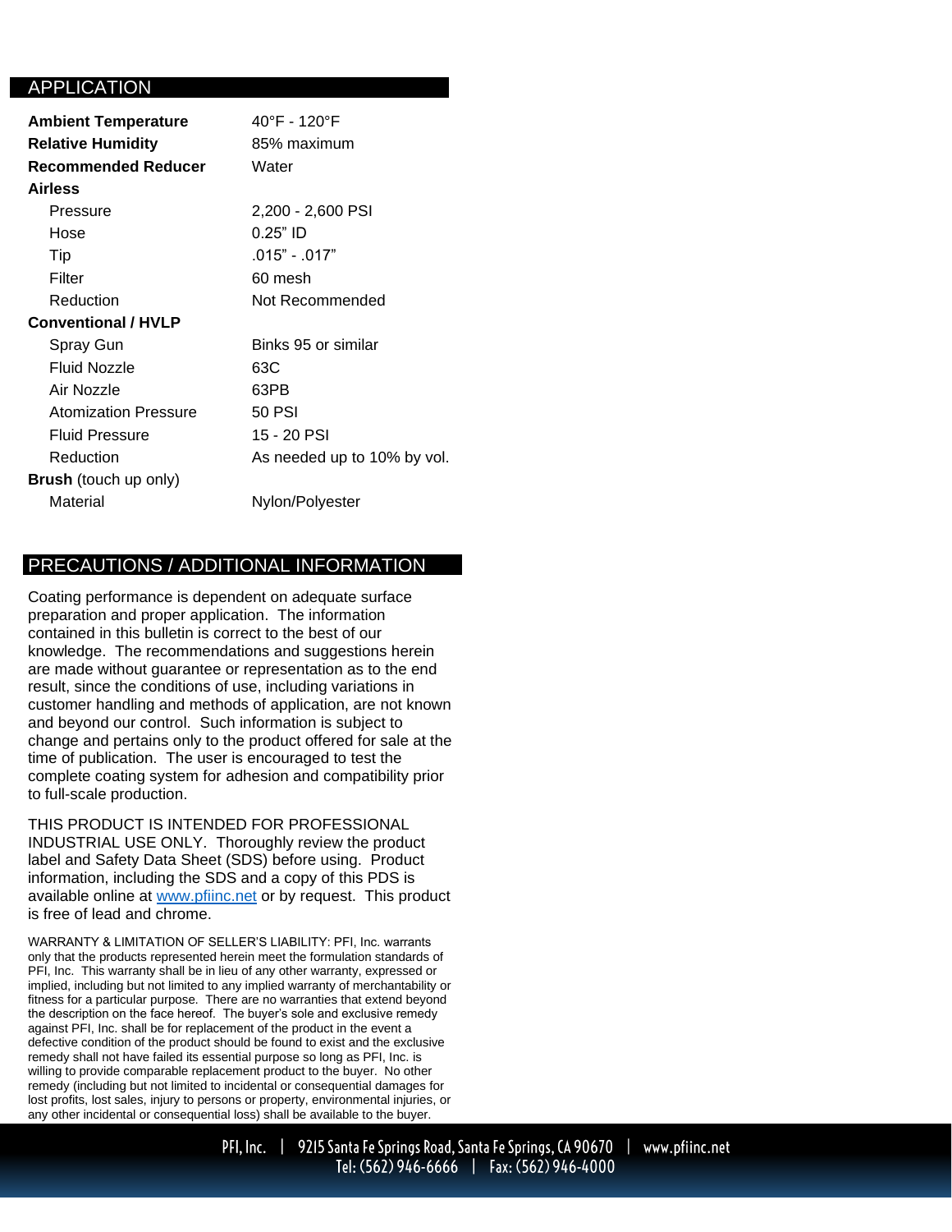## APPLICATION

| | |
|---|---|
| **Ambient Temperature** | 40°F - 120°F |
| **Relative Humidity** | 85% maximum |
| **Recommended Reducer** | Water |
| **Airless** | |
| Pressure | 2,200 - 2,600 PSI |
| Hose | 0.25" ID |
| Tip | .015" - .017" |
| Filter | 60 mesh |
| Reduction | Not Recommended |
| **Conventional / HVLP** | |
| Spray Gun | Binks 95 or similar |
| Fluid Nozzle | 63C |
| Air Nozzle | 63PB |
| Atomization Pressure | 50 PSI |
| Fluid Pressure | 15 - 20 PSI |
| Reduction | As needed up to 10% by vol. |
| **Brush** (touch up only) | |
| Material | Nylon/Polyester |

## PRECAUTIONS / ADDITIONAL INFORMATION

Coating performance is dependent on adequate surface preparation and proper application. The information contained in this bulletin is correct to the best of our knowledge. The recommendations and suggestions herein are made without guarantee or representation as to the end result, since the conditions of use, including variations in customer handling and methods of application, are not known and beyond our control. Such information is subject to change and pertains only to the product offered for sale at the time of publication. The user is encouraged to test the complete coating system for adhesion and compatibility prior to full-scale production.

THIS PRODUCT IS INTENDED FOR PROFESSIONAL INDUSTRIAL USE ONLY. Thoroughly review the product label and Safety Data Sheet (SDS) before using. Product information, including the SDS and a copy of this PDS is available online at www.pfiinc.net or by request. This product is free of lead and chrome.

WARRANTY & LIMITATION OF SELLER'S LIABILITY: PFI, Inc. warrants only that the products represented herein meet the formulation standards of PFI, Inc. This warranty shall be in lieu of any other warranty, expressed or implied, including but not limited to any implied warranty of merchantability or fitness for a particular purpose. There are no warranties that extend beyond the description on the face hereof. The buyer's sole and exclusive remedy against PFI, Inc. shall be for replacement of the product in the event a defective condition of the product should be found to exist and the exclusive remedy shall not have failed its essential purpose so long as PFI, Inc. is willing to provide comparable replacement product to the buyer. No other remedy (including but not limited to incidental or consequential damages for lost profits, lost sales, injury to persons or property, environmental injuries, or any other incidental or consequential loss) shall be available to the buyer.

PFI, Inc. | 9215 Santa Fe Springs Road, Santa Fe Springs, CA 90670 | www.pfiinc.net
Tel: (562) 946-6666 | Fax: (562) 946-4000